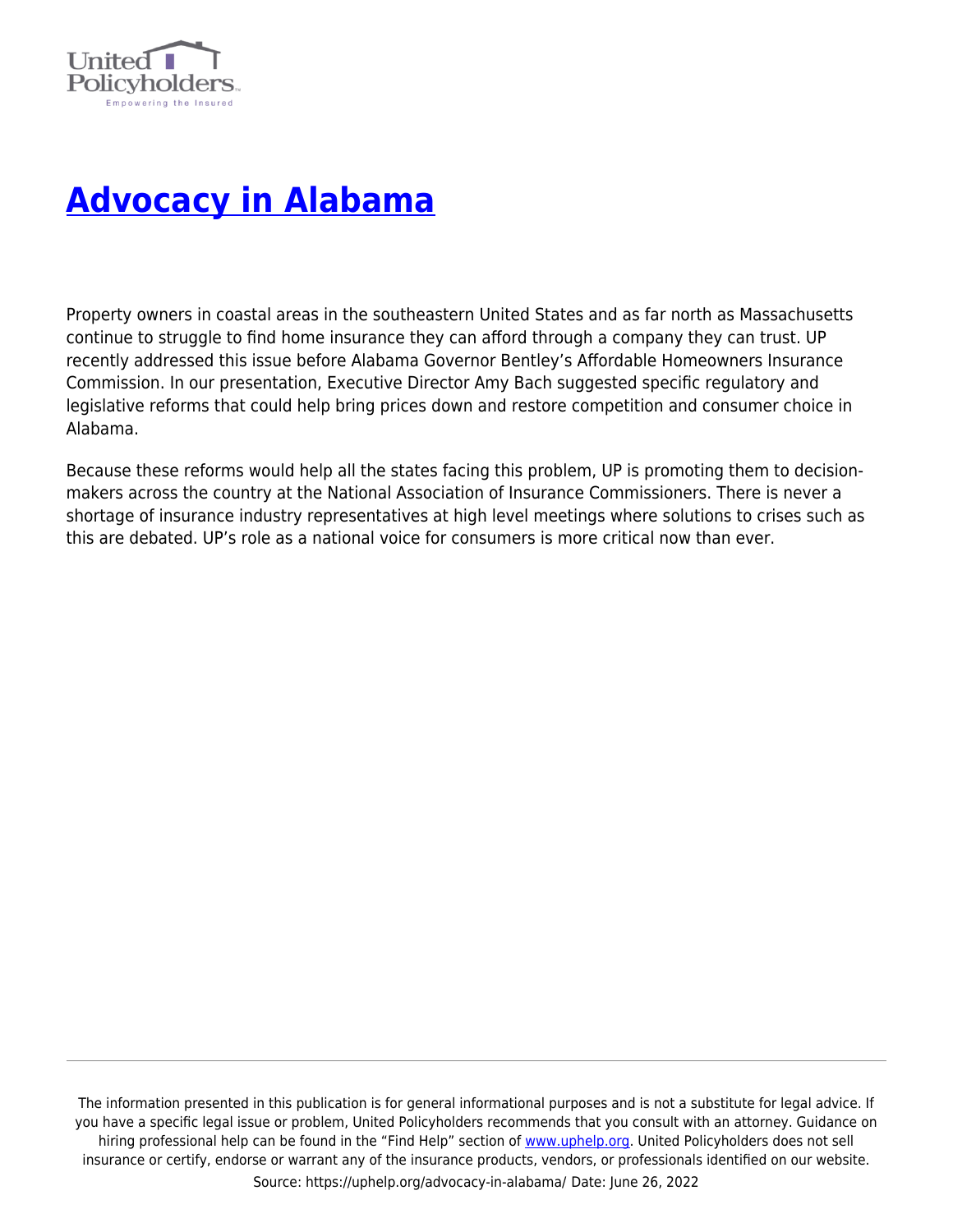# Advocacy in Alabama

Property owners in coastal areas in the southeastern United States and as far north as Massachusetts continue to struggle to find home insurance they can afford through a company they can trust. UP recently addressed this issue before Alabama Governor Bentley's Affordable Homeowners Insurance Commission. In our presentation, Executive Director Amy Bach suggested specific regulatory and legislative reforms that could help bring prices down and restore competition and consumer choice in Alabama.

Because these reforms would help all the states facing this problem, UP is promoting them to decision-makers across the country at the National Association of Insurance Commissioners. There is never a shortage of insurance industry representatives at high level meetings where solutions to crises such as this are debated. UP's role as a national voice for consumers is more critical now than ever.

The information presented in this publication is for general informational purposes and is not a substitute for legal advice. If you have a specific legal issue or problem, United Policyholders recommends that you consult with an attorney. Guidance on hiring professional help can be found in the "Find Help" section of www.uphelp.org. United Policyholders does not sell insurance or certify, endorse or warrant any of the insurance products, vendors, or professionals identified on our website.

Source: https://uphelp.org/advocacy-in-alabama/ Date: June 26, 2022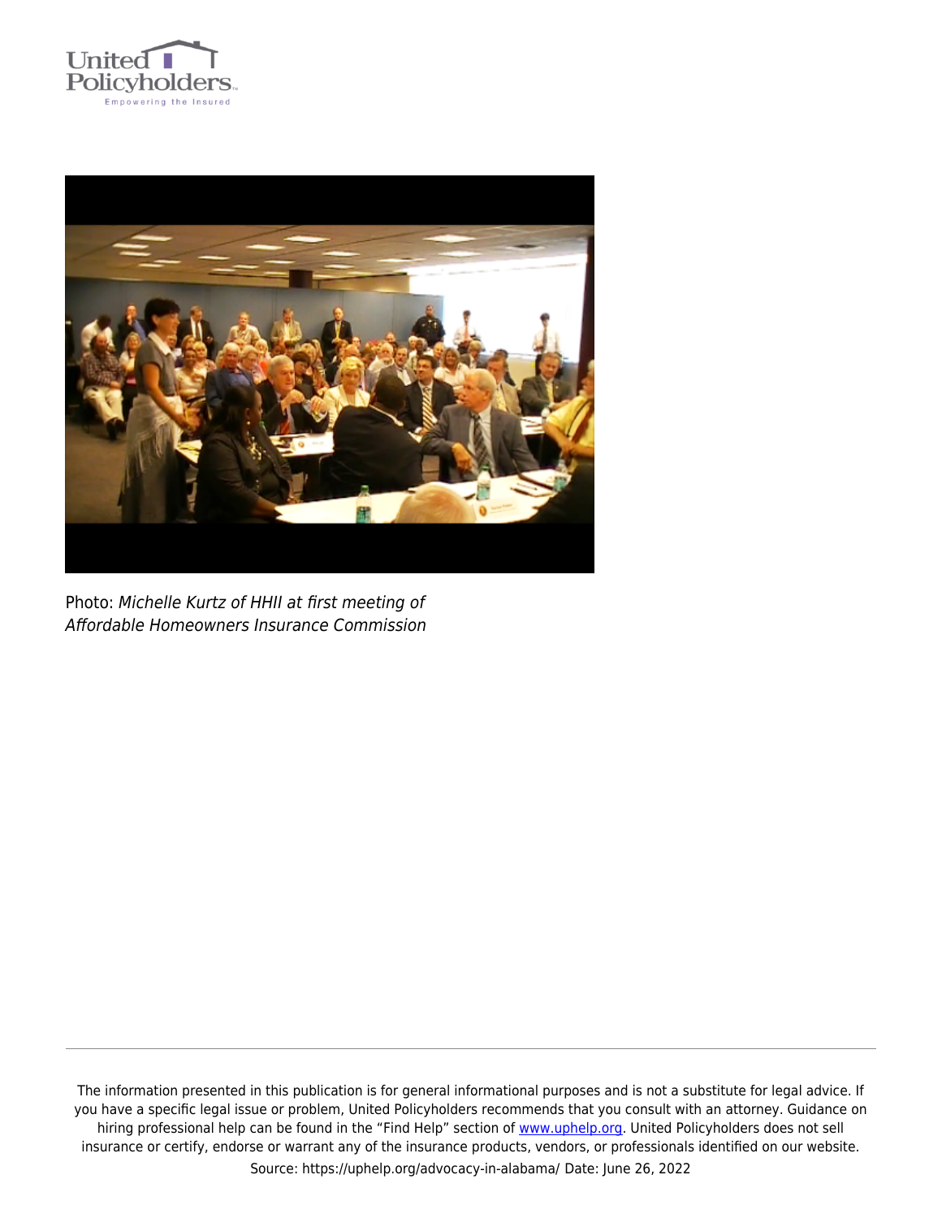Photo: *Michelle Kurtz of HHII at first meeting of Affordable Homeowners Insurance Commission*

The information presented in this publication is for general informational purposes and is not a substitute for legal advice. If you have a specific legal issue or problem, United Policyholders recommends that you consult with an attorney. Guidance on hiring professional help can be found in the "Find Help" section of [www.uphelp.org](http://www.uphelp.org). United Policyholders does not sell insurance or certify, endorse or warrant any of the insurance products, vendors, or professionals identified on our website.

Source: https://uphelp.org/advocacy-in-alabama/ Date: June 26, 2022